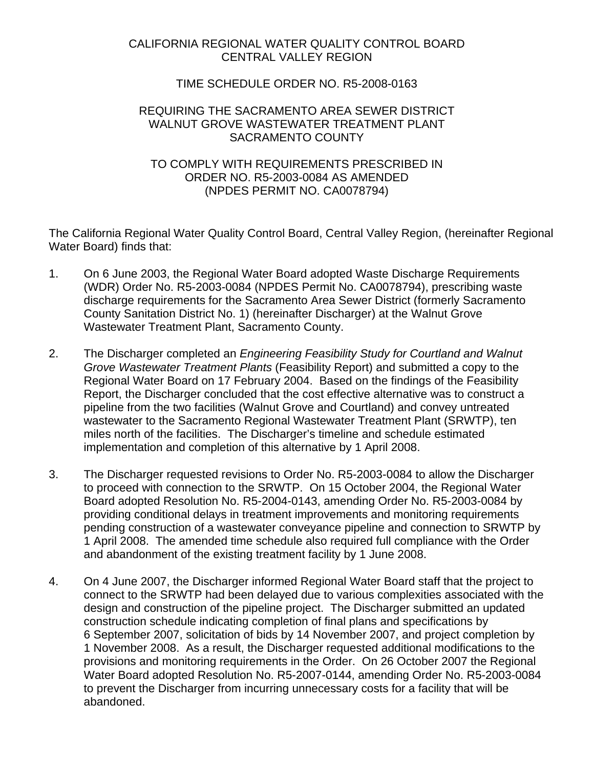CALIFORNIA REGIONAL WATER QUALITY CONTROL BOARD
CENTRAL VALLEY REGION

TIME SCHEDULE ORDER NO. R5-2008-0163

REQUIRING THE SACRAMENTO AREA SEWER DISTRICT
WALNUT GROVE WASTEWATER TREATMENT PLANT
SACRAMENTO COUNTY

TO COMPLY WITH REQUIREMENTS PRESCRIBED IN
ORDER NO. R5-2003-0084 AS AMENDED
(NPDES PERMIT NO. CA0078794)

The California Regional Water Quality Control Board, Central Valley Region, (hereinafter Regional Water Board) finds that:

1. On 6 June 2003, the Regional Water Board adopted Waste Discharge Requirements (WDR) Order No. R5-2003-0084 (NPDES Permit No. CA0078794), prescribing waste discharge requirements for the Sacramento Area Sewer District (formerly Sacramento County Sanitation District No. 1) (hereinafter Discharger) at the Walnut Grove Wastewater Treatment Plant, Sacramento County.

2. The Discharger completed an *Engineering Feasibility Study for Courtland and Walnut Grove Wastewater Treatment Plants* (Feasibility Report) and submitted a copy to the Regional Water Board on 17 February 2004. Based on the findings of the Feasibility Report, the Discharger concluded that the cost effective alternative was to construct a pipeline from the two facilities (Walnut Grove and Courtland) and convey untreated wastewater to the Sacramento Regional Wastewater Treatment Plant (SRWTP), ten miles north of the facilities. The Discharger's timeline and schedule estimated implementation and completion of this alternative by 1 April 2008.

3. The Discharger requested revisions to Order No. R5-2003-0084 to allow the Discharger to proceed with connection to the SRWTP. On 15 October 2004, the Regional Water Board adopted Resolution No. R5-2004-0143, amending Order No. R5-2003-0084 by providing conditional delays in treatment improvements and monitoring requirements pending construction of a wastewater conveyance pipeline and connection to SRWTP by 1 April 2008. The amended time schedule also required full compliance with the Order and abandonment of the existing treatment facility by 1 June 2008.

4. On 4 June 2007, the Discharger informed Regional Water Board staff that the project to connect to the SRWTP had been delayed due to various complexities associated with the design and construction of the pipeline project. The Discharger submitted an updated construction schedule indicating completion of final plans and specifications by 6 September 2007, solicitation of bids by 14 November 2007, and project completion by 1 November 2008. As a result, the Discharger requested additional modifications to the provisions and monitoring requirements in the Order. On 26 October 2007 the Regional Water Board adopted Resolution No. R5-2007-0144, amending Order No. R5-2003-0084 to prevent the Discharger from incurring unnecessary costs for a facility that will be abandoned.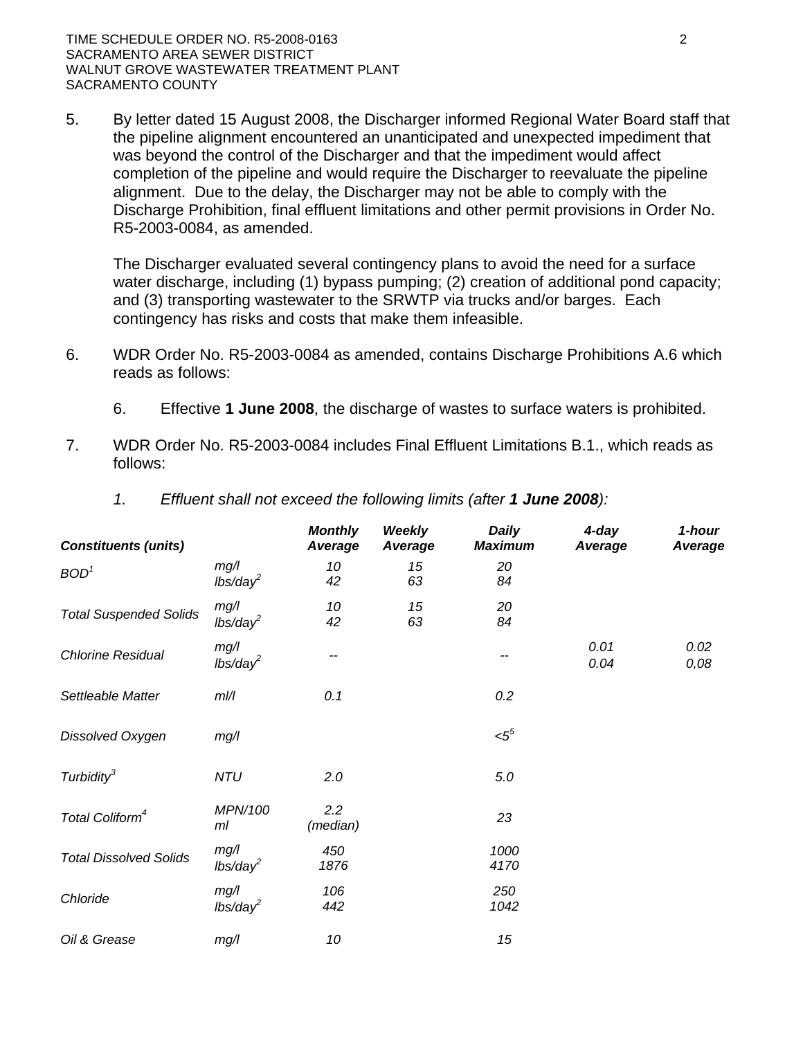5. By letter dated 15 August 2008, the Discharger informed Regional Water Board staff that the pipeline alignment encountered an unanticipated and unexpected impediment that was beyond the control of the Discharger and that the impediment would affect completion of the pipeline and would require the Discharger to reevaluate the pipeline alignment. Due to the delay, the Discharger may not be able to comply with the Discharge Prohibition, final effluent limitations and other permit provisions in Order No. R5-2003-0084, as amended.

   The Discharger evaluated several contingency plans to avoid the need for a surface water discharge, including (1) bypass pumping; (2) creation of additional pond capacity; and (3) transporting wastewater to the SRWTP via trucks and/or barges. Each contingency has risks and costs that make them infeasible.

6. WDR Order No. R5-2003-0084 as amended, contains Discharge Prohibitions A.6 which reads as follows:

   6. Effective **1 June 2008**, the discharge of wastes to surface waters is prohibited.

7. WDR Order No. R5-2003-0084 includes Final Effluent Limitations B.1., which reads as follows:

   *1. Effluent shall not exceed the following limits (after **1 June 2008**):*

| *Constituents (units)* | | *Monthly Average* | *Weekly Average* | *Daily Maximum* | *4-day Average* | *1-hour Average* |
|---|---|---|---|---|---|---|
| *BOD*[1] | *mg/l*<br>*lbs/day*[2] | *10*<br>*42* | *15*<br>*63* | *20*<br>*84* | | |
| *Total Suspended Solids* | *mg/l*<br>*lbs/day*[2] | *10*<br>*42* | *15*<br>*63* | *20*<br>*84* | | |
| *Chlorine Residual* | *mg/l*<br>*lbs/day*[2] | *--* | | *--* | *0.01*<br>*0.04* | *0.02*<br>*0,08* |
| *Settleable Matter* | *ml/l* | *0.1* | | *0.2* | | |
| *Dissolved Oxygen* | *mg/l* | | | *<5*[5] | | |
| *Turbidity*[3] | *NTU* | *2.0* | | *5.0* | | |
| *Total Coliform*[4] | *MPN/100 ml* | *2.2 (median)* | | *23* | | |
| *Total Dissolved Solids* | *mg/l*<br>*lbs/day*[2] | *450*<br>*1876* | | *1000*<br>*4170* | | |
| *Chloride* | *mg/l*<br>*lbs/day*[2] | *106*<br>*442* | | *250*<br>*1042* | | |
| *Oil & Grease* | *mg/l* | *10* | | *15* | | |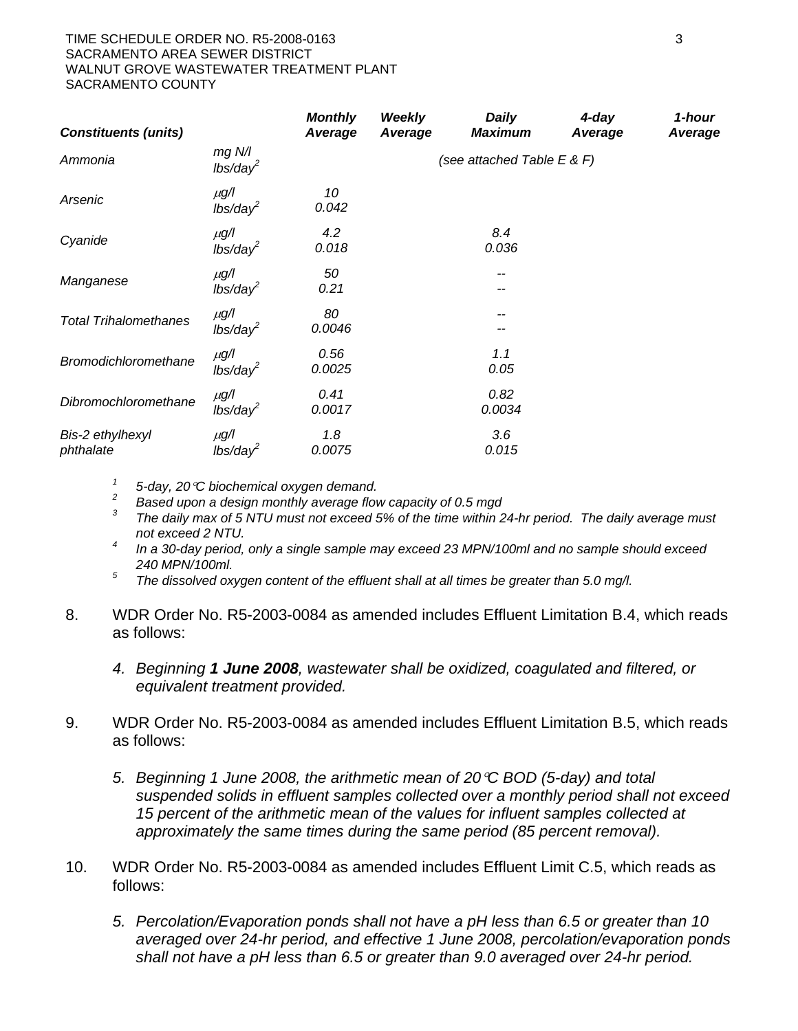| *Constituents (units)* | | *Monthly Average* | *Weekly Average* | *Daily Maximum* | *4-day Average* | *1-hour Average* |
|---|---|---|---|---|---|---|
| *Ammonia* | *mg N/l* <br> *lbs/day*[2] | | | *(see attached Table E & F)* | | |
| *Arsenic* | *µg/l* <br> *lbs/day*[2] | *10* <br> *0.042* | | | | |
| *Cyanide* | *µg/l* <br> *lbs/day*[2] | *4.2* <br> *0.018* | | *8.4* <br> *0.036* | | |
| *Manganese* | *µg/l* <br> *lbs/day*[2] | *50* <br> *0.21* | | *--* <br> *--* | | |
| *Total Trihalomethanes* | *µg/l* <br> *lbs/day*[2] | *80* <br> *0.0046* | | *--* <br> *--* | | |
| *Bromodichloromethane* | *µg/l* <br> *lbs/day*[2] | *0.56* <br> *0.0025* | | *1.1* <br> *0.05* | | |
| *Dibromochloromethane* | *µg/l* <br> *lbs/day*[2] | *0.41* <br> *0.0017* | | *0.82* <br> *0.0034* | | |
| *Bis-2 ethylhexyl phthalate* | *µg/l* <br> *lbs/day*[2] | *1.8* <br> *0.0075* | | *3.6* <br> *0.015* | | |

[1] *5-day, 20°C biochemical oxygen demand.*
[2] *Based upon a design monthly average flow capacity of 0.5 mgd*
[3] *The daily max of 5 NTU must not exceed 5% of the time within 24-hr period. The daily average must not exceed 2 NTU.*
[4] *In a 30-day period, only a single sample may exceed 23 MPN/100ml and no sample should exceed 240 MPN/100ml.*
[5] *The dissolved oxygen content of the effluent shall at all times be greater than 5.0 mg/l.*

8. WDR Order No. R5-2003-0084 as amended includes Effluent Limitation B.4, which reads as follows:

   *4. Beginning **1 June 2008**, wastewater shall be oxidized, coagulated and filtered, or equivalent treatment provided.*

9. WDR Order No. R5-2003-0084 as amended includes Effluent Limitation B.5, which reads as follows:

   *5. Beginning 1 June 2008, the arithmetic mean of 20°C BOD (5-day) and total suspended solids in effluent samples collected over a monthly period shall not exceed 15 percent of the arithmetic mean of the values for influent samples collected at approximately the same times during the same period (85 percent removal).*

10. WDR Order No. R5-2003-0084 as amended includes Effluent Limit C.5, which reads as follows:

    *5. Percolation/Evaporation ponds shall not have a pH less than 6.5 or greater than 10 averaged over 24-hr period, and effective 1 June 2008, percolation/evaporation ponds shall not have a pH less than 6.5 or greater than 9.0 averaged over 24-hr period.*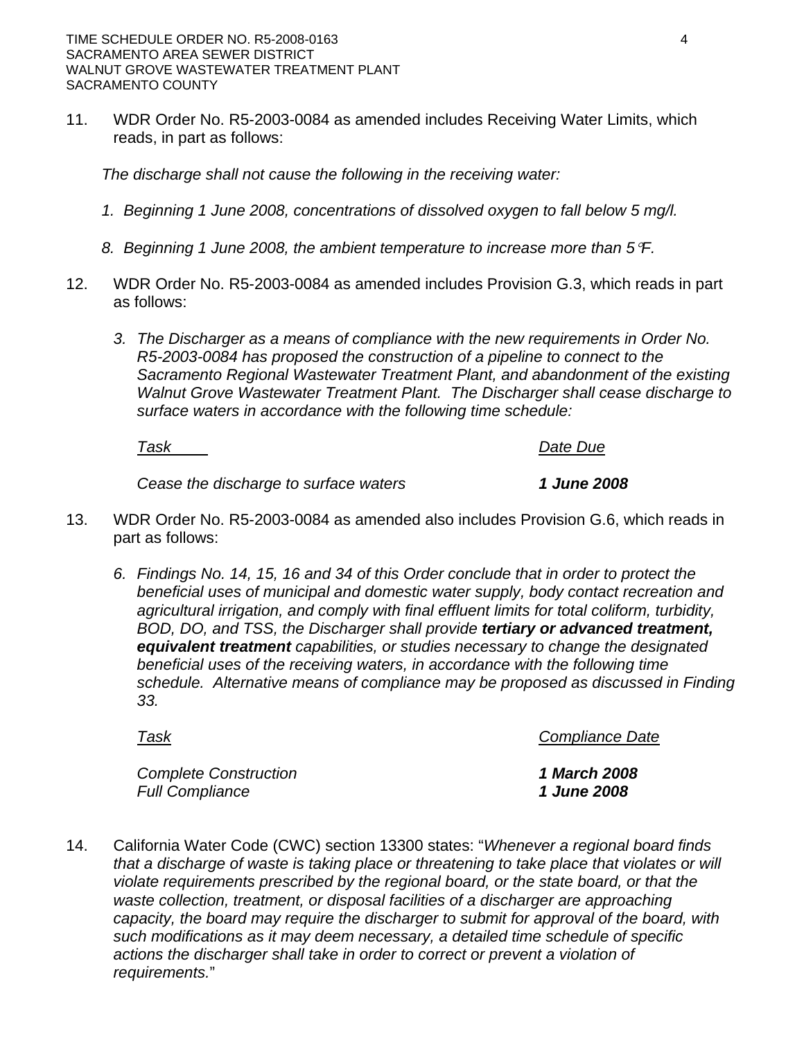11. WDR Order No. R5-2003-0084 as amended includes Receiving Water Limits, which reads, in part as follows:

    *The discharge shall not cause the following in the receiving water:*

    *1. Beginning 1 June 2008, concentrations of dissolved oxygen to fall below 5 mg/l.*

    *8. Beginning 1 June 2008, the ambient temperature to increase more than 5°F.*

12. WDR Order No. R5-2003-0084 as amended includes Provision G.3, which reads in part as follows:

    *3. The Discharger as a means of compliance with the new requirements in Order No. R5-2003-0084 has proposed the construction of a pipeline to connect to the Sacramento Regional Wastewater Treatment Plant, and abandonment of the existing Walnut Grove Wastewater Treatment Plant. The Discharger shall cease discharge to surface waters in accordance with the following time schedule:*

    | *Task* | *Date Due* |
    |---|---|
    | *Cease the discharge to surface waters* | ***1 June 2008*** |

13. WDR Order No. R5-2003-0084 as amended also includes Provision G.6, which reads in part as follows:

    *6. Findings No. 14, 15, 16 and 34 of this Order conclude that in order to protect the beneficial uses of municipal and domestic water supply, body contact recreation and agricultural irrigation, and comply with final effluent limits for total coliform, turbidity, BOD, DO, and TSS, the Discharger shall provide **tertiary or advanced treatment, equivalent treatment** capabilities, or studies necessary to change the designated beneficial uses of the receiving waters, in accordance with the following time schedule. Alternative means of compliance may be proposed as discussed in Finding 33.*

    | *Task* | *Compliance Date* |
    |---|---|
    | *Complete Construction* | ***1 March 2008*** |
    | *Full Compliance* | ***1 June 2008*** |

14. California Water Code (CWC) section 13300 states: "*Whenever a regional board finds that a discharge of waste is taking place or threatening to take place that violates or will violate requirements prescribed by the regional board, or the state board, or that the waste collection, treatment, or disposal facilities of a discharger are approaching capacity, the board may require the discharger to submit for approval of the board, with such modifications as it may deem necessary, a detailed time schedule of specific actions the discharger shall take in order to correct or prevent a violation of requirements.*"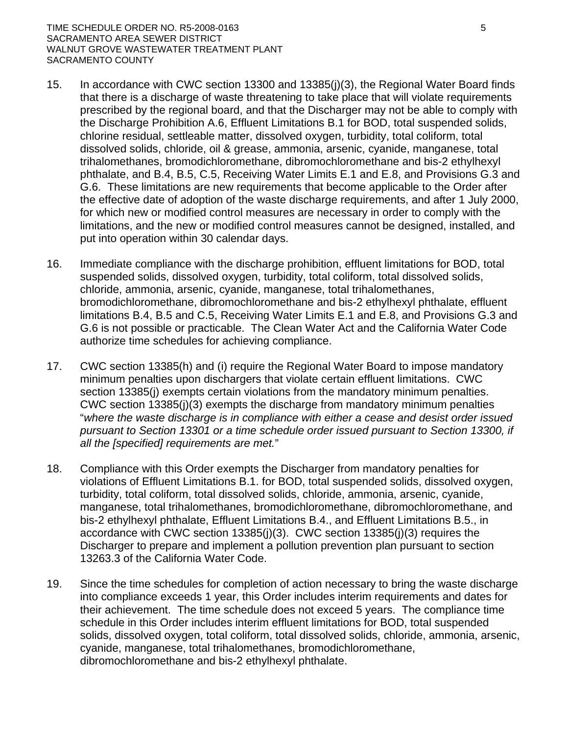15. In accordance with CWC section 13300 and 13385(j)(3), the Regional Water Board finds that there is a discharge of waste threatening to take place that will violate requirements prescribed by the regional board, and that the Discharger may not be able to comply with the Discharge Prohibition A.6, Effluent Limitations B.1 for BOD, total suspended solids, chlorine residual, settleable matter, dissolved oxygen, turbidity, total coliform, total dissolved solids, chloride, oil & grease, ammonia, arsenic, cyanide, manganese, total trihalomethanes, bromodichloromethane, dibromochloromethane and bis-2 ethylhexyl phthalate, and B.4, B.5, C.5, Receiving Water Limits E.1 and E.8, and Provisions G.3 and G.6. These limitations are new requirements that become applicable to the Order after the effective date of adoption of the waste discharge requirements, and after 1 July 2000, for which new or modified control measures are necessary in order to comply with the limitations, and the new or modified control measures cannot be designed, installed, and put into operation within 30 calendar days.

16. Immediate compliance with the discharge prohibition, effluent limitations for BOD, total suspended solids, dissolved oxygen, turbidity, total coliform, total dissolved solids, chloride, ammonia, arsenic, cyanide, manganese, total trihalomethanes, bromodichloromethane, dibromochloromethane and bis-2 ethylhexyl phthalate, effluent limitations B.4, B.5 and C.5, Receiving Water Limits E.1 and E.8, and Provisions G.3 and G.6 is not possible or practicable. The Clean Water Act and the California Water Code authorize time schedules for achieving compliance.

17. CWC section 13385(h) and (i) require the Regional Water Board to impose mandatory minimum penalties upon dischargers that violate certain effluent limitations. CWC section 13385(j) exempts certain violations from the mandatory minimum penalties. CWC section 13385(j)(3) exempts the discharge from mandatory minimum penalties "*where the waste discharge is in compliance with either a cease and desist order issued pursuant to Section 13301 or a time schedule order issued pursuant to Section 13300, if all the [specified] requirements are met.*"

18. Compliance with this Order exempts the Discharger from mandatory penalties for violations of Effluent Limitations B.1. for BOD, total suspended solids, dissolved oxygen, turbidity, total coliform, total dissolved solids, chloride, ammonia, arsenic, cyanide, manganese, total trihalomethanes, bromodichloromethane, dibromochloromethane, and bis-2 ethylhexyl phthalate, Effluent Limitations B.4., and Effluent Limitations B.5., in accordance with CWC section 13385(j)(3). CWC section 13385(j)(3) requires the Discharger to prepare and implement a pollution prevention plan pursuant to section 13263.3 of the California Water Code.

19. Since the time schedules for completion of action necessary to bring the waste discharge into compliance exceeds 1 year, this Order includes interim requirements and dates for their achievement. The time schedule does not exceed 5 years. The compliance time schedule in this Order includes interim effluent limitations for BOD, total suspended solids, dissolved oxygen, total coliform, total dissolved solids, chloride, ammonia, arsenic, cyanide, manganese, total trihalomethanes, bromodichloromethane, dibromochloromethane and bis-2 ethylhexyl phthalate.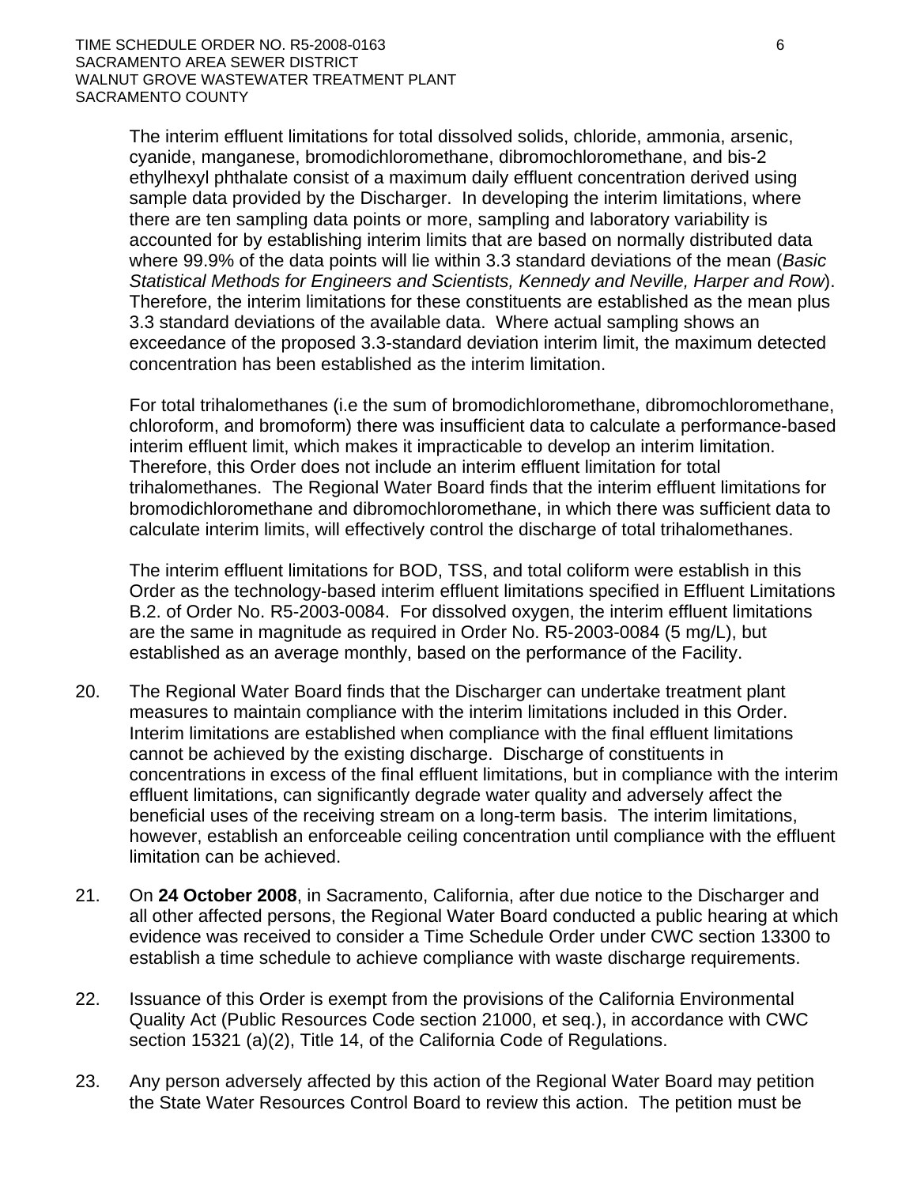The interim effluent limitations for total dissolved solids, chloride, ammonia, arsenic, cyanide, manganese, bromodichloromethane, dibromochloromethane, and bis-2 ethylhexyl phthalate consist of a maximum daily effluent concentration derived using sample data provided by the Discharger. In developing the interim limitations, where there are ten sampling data points or more, sampling and laboratory variability is accounted for by establishing interim limits that are based on normally distributed data where 99.9% of the data points will lie within 3.3 standard deviations of the mean (*Basic Statistical Methods for Engineers and Scientists, Kennedy and Neville, Harper and Row*). Therefore, the interim limitations for these constituents are established as the mean plus 3.3 standard deviations of the available data. Where actual sampling shows an exceedance of the proposed 3.3-standard deviation interim limit, the maximum detected concentration has been established as the interim limitation.

For total trihalomethanes (i.e the sum of bromodichloromethane, dibromochloromethane, chloroform, and bromoform) there was insufficient data to calculate a performance-based interim effluent limit, which makes it impracticable to develop an interim limitation. Therefore, this Order does not include an interim effluent limitation for total trihalomethanes. The Regional Water Board finds that the interim effluent limitations for bromodichloromethane and dibromochloromethane, in which there was sufficient data to calculate interim limits, will effectively control the discharge of total trihalomethanes.

The interim effluent limitations for BOD, TSS, and total coliform were establish in this Order as the technology-based interim effluent limitations specified in Effluent Limitations B.2. of Order No. R5-2003-0084. For dissolved oxygen, the interim effluent limitations are the same in magnitude as required in Order No. R5-2003-0084 (5 mg/L), but established as an average monthly, based on the performance of the Facility.

20. The Regional Water Board finds that the Discharger can undertake treatment plant measures to maintain compliance with the interim limitations included in this Order. Interim limitations are established when compliance with the final effluent limitations cannot be achieved by the existing discharge. Discharge of constituents in concentrations in excess of the final effluent limitations, but in compliance with the interim effluent limitations, can significantly degrade water quality and adversely affect the beneficial uses of the receiving stream on a long-term basis. The interim limitations, however, establish an enforceable ceiling concentration until compliance with the effluent limitation can be achieved.

21. On **24 October 2008**, in Sacramento, California, after due notice to the Discharger and all other affected persons, the Regional Water Board conducted a public hearing at which evidence was received to consider a Time Schedule Order under CWC section 13300 to establish a time schedule to achieve compliance with waste discharge requirements.

22. Issuance of this Order is exempt from the provisions of the California Environmental Quality Act (Public Resources Code section 21000, et seq.), in accordance with CWC section 15321 (a)(2), Title 14, of the California Code of Regulations.

23. Any person adversely affected by this action of the Regional Water Board may petition the State Water Resources Control Board to review this action. The petition must be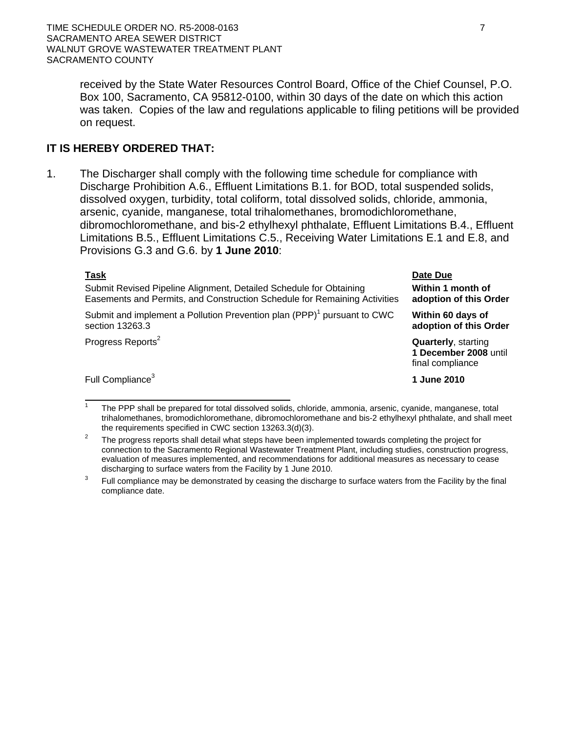received by the State Water Resources Control Board, Office of the Chief Counsel, P.O. Box 100, Sacramento, CA 95812-0100, within 30 days of the date on which this action was taken. Copies of the law and regulations applicable to filing petitions will be provided on request.

**IT IS HEREBY ORDERED THAT:**

1. The Discharger shall comply with the following time schedule for compliance with Discharge Prohibition A.6., Effluent Limitations B.1. for BOD, total suspended solids, dissolved oxygen, turbidity, total coliform, total dissolved solids, chloride, ammonia, arsenic, cyanide, manganese, total trihalomethanes, bromodichloromethane, dibromochloromethane, and bis-2 ethylhexyl phthalate, Effluent Limitations B.4., Effluent Limitations B.5., Effluent Limitations C.5., Receiving Water Limitations E.1 and E.8, and Provisions G.3 and G.6. by **1 June 2010**:

| Task | Date Due |
|---|---|
| Submit Revised Pipeline Alignment, Detailed Schedule for Obtaining Easements and Permits, and Construction Schedule for Remaining Activities | **Within 1 month of adoption of this Order** |
| Submit and implement a Pollution Prevention plan (PPP)[1] pursuant to CWC section 13263.3 | **Within 60 days of adoption of this Order** |
| Progress Reports[2] | **Quarterly**, starting **1 December 2008** until final compliance |
| Full Compliance[3] | **1 June 2010** |

[1] The PPP shall be prepared for total dissolved solids, chloride, ammonia, arsenic, cyanide, manganese, total trihalomethanes, bromodichloromethane, dibromochloromethane and bis-2 ethylhexyl phthalate, and shall meet the requirements specified in CWC section 13263.3(d)(3).

[2] The progress reports shall detail what steps have been implemented towards completing the project for connection to the Sacramento Regional Wastewater Treatment Plant, including studies, construction progress, evaluation of measures implemented, and recommendations for additional measures as necessary to cease discharging to surface waters from the Facility by 1 June 2010.

[3] Full compliance may be demonstrated by ceasing the discharge to surface waters from the Facility by the final compliance date.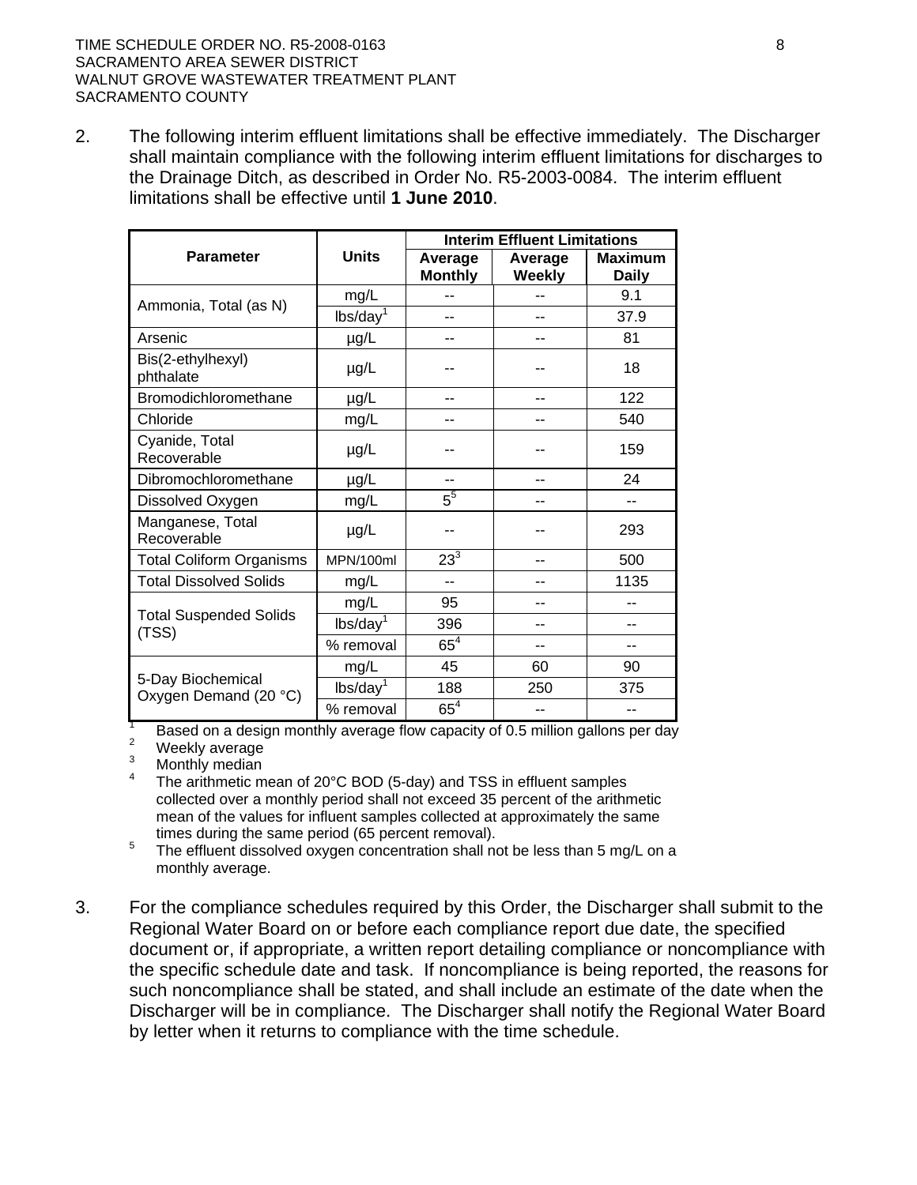2. The following interim effluent limitations shall be effective immediately. The Discharger shall maintain compliance with the following interim effluent limitations for discharges to the Drainage Ditch, as described in Order No. R5-2003-0084. The interim effluent limitations shall be effective until **1 June 2010**.

| Parameter | Units | Interim Effluent Limitations | | |
|---|---|---|---|---|
| | | Average Monthly | Average Weekly | Maximum Daily |
| Ammonia, Total (as N) | mg/L | -- | -- | 9.1 |
| | lbs/day[1] | -- | -- | 37.9 |
| Arsenic | µg/L | -- | -- | 81 |
| Bis(2-ethylhexyl) phthalate | µg/L | -- | -- | 18 |
| Bromodichloromethane | µg/L | -- | -- | 122 |
| Chloride | mg/L | -- | -- | 540 |
| Cyanide, Total Recoverable | µg/L | -- | -- | 159 |
| Dibromochloromethane | µg/L | -- | -- | 24 |
| Dissolved Oxygen | mg/L | 5[5] | -- | -- |
| Manganese, Total Recoverable | µg/L | -- | -- | 293 |
| Total Coliform Organisms | MPN/100ml | 23[3] | -- | 500 |
| Total Dissolved Solids | mg/L | -- | -- | 1135 |
| Total Suspended Solids (TSS) | mg/L | 95 | -- | -- |
| | lbs/day[1] | 396 | -- | -- |
| | % removal | 65[4] | -- | -- |
| 5-Day Biochemical Oxygen Demand (20 °C) | mg/L | 45 | 60 | 90 |
| | lbs/day[1] | 188 | 250 | 375 |
| | % removal | 65[4] | -- | -- |

[1] Based on a design monthly average flow capacity of 0.5 million gallons per day
[2] Weekly average
[3] Monthly median
[4] The arithmetic mean of 20°C BOD (5-day) and TSS in effluent samples collected over a monthly period shall not exceed 35 percent of the arithmetic mean of the values for influent samples collected at approximately the same times during the same period (65 percent removal).
[5] The effluent dissolved oxygen concentration shall not be less than 5 mg/L on a monthly average.

3. For the compliance schedules required by this Order, the Discharger shall submit to the Regional Water Board on or before each compliance report due date, the specified document or, if appropriate, a written report detailing compliance or noncompliance with the specific schedule date and task. If noncompliance is being reported, the reasons for such noncompliance shall be stated, and shall include an estimate of the date when the Discharger will be in compliance. The Discharger shall notify the Regional Water Board by letter when it returns to compliance with the time schedule.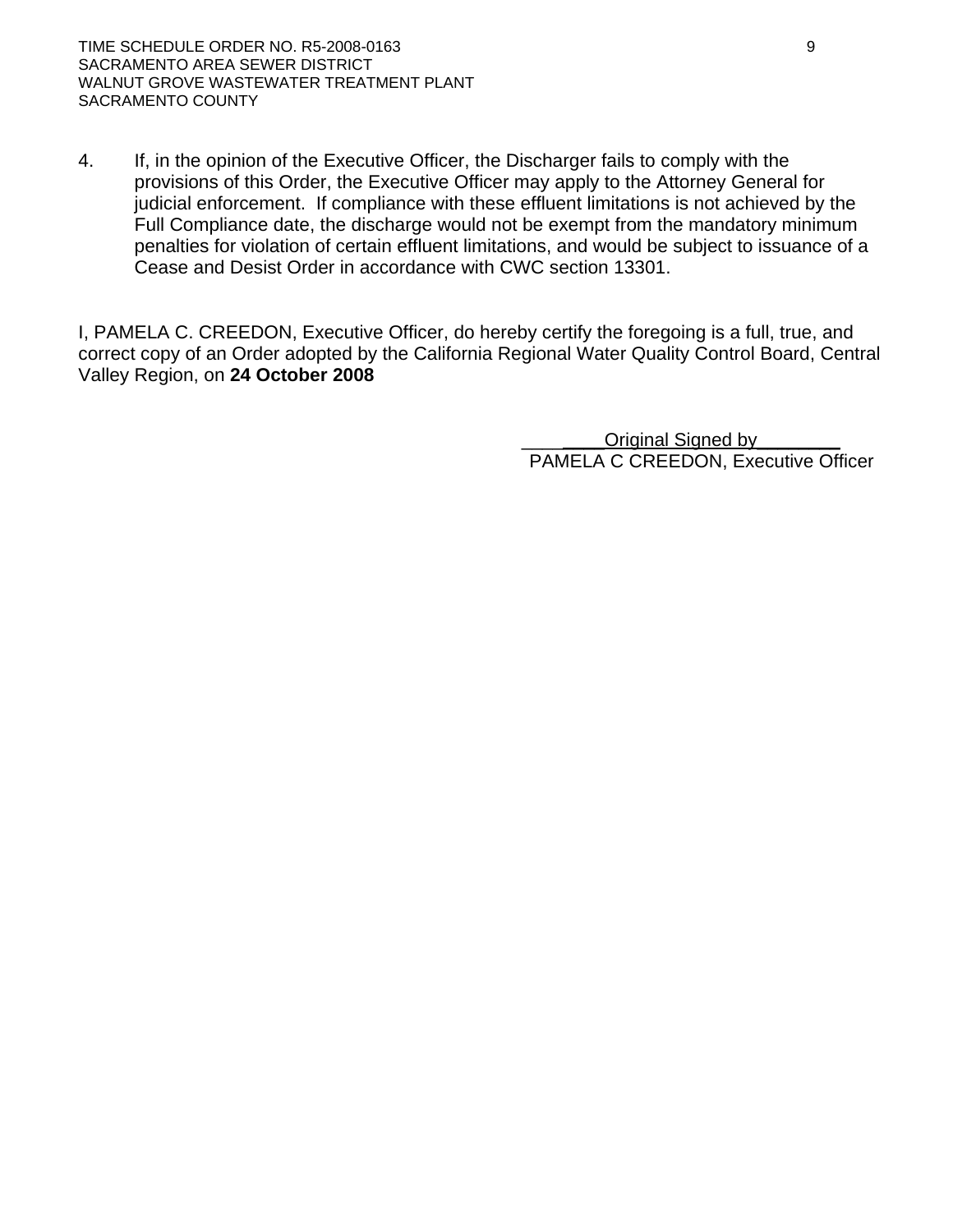4. If, in the opinion of the Executive Officer, the Discharger fails to comply with the provisions of this Order, the Executive Officer may apply to the Attorney General for judicial enforcement. If compliance with these effluent limitations is not achieved by the Full Compliance date, the discharge would not be exempt from the mandatory minimum penalties for violation of certain effluent limitations, and would be subject to issuance of a Cease and Desist Order in accordance with CWC section 13301.

I, PAMELA C. CREEDON, Executive Officer, do hereby certify the foregoing is a full, true, and correct copy of an Order adopted by the California Regional Water Quality Control Board, Central Valley Region, on **24 October 2008**

Original Signed by
PAMELA C CREEDON, Executive Officer